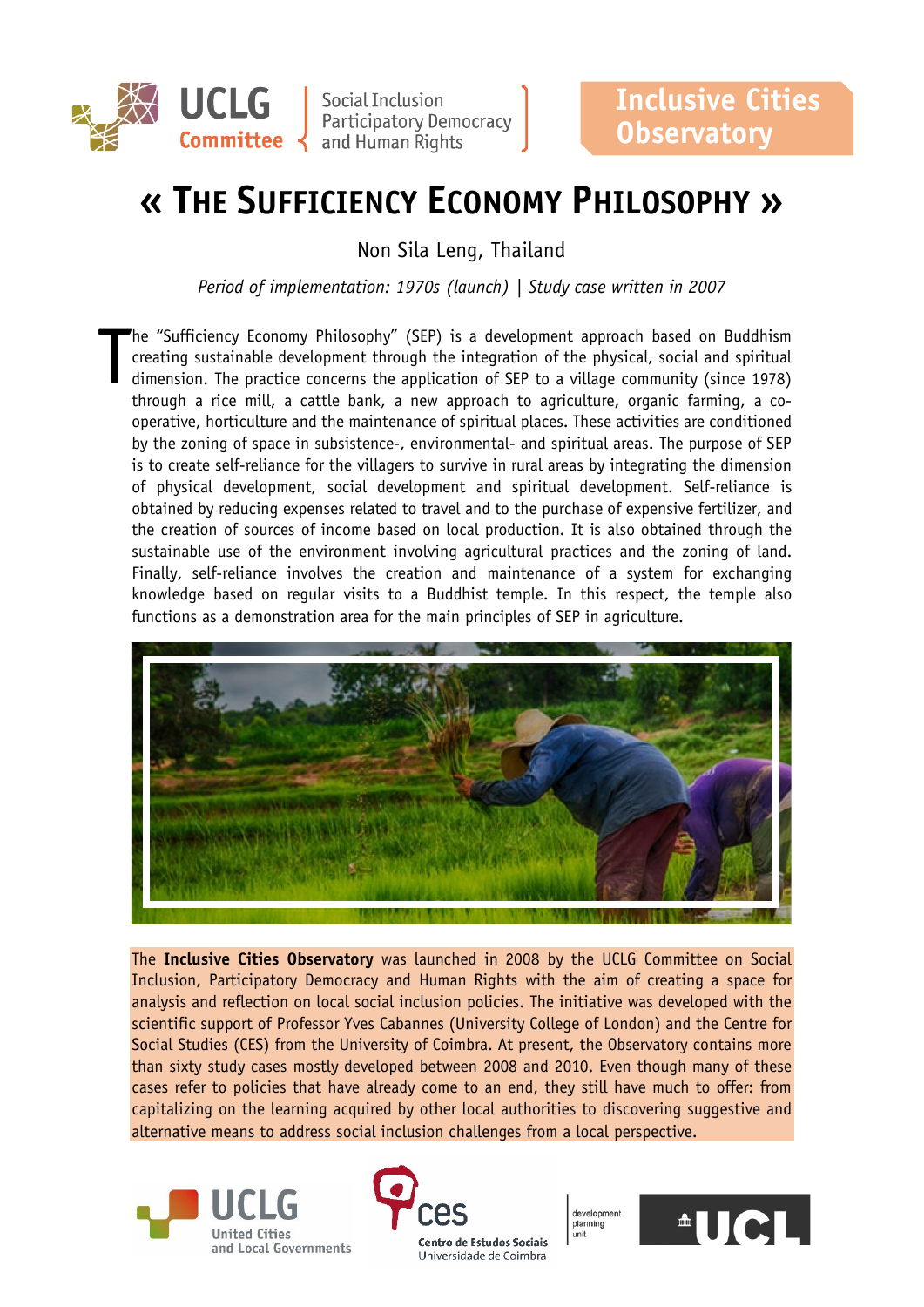UCLG Committee | Social Inclusion Participatory Democracy and Human Rights

Inclusive Cities Observatory

# « The Sufficiency Economy Philosophy »

Non Sila Leng, Thailand

*Period of implementation: 1970s (launch) | Study case written in 2007*

The "Sufficiency Economy Philosophy" (SEP) is a development approach based on Buddhism creating sustainable development through the integration of the physical, social and spiritual dimension. The practice concerns the application of SEP to a village community (since 1978) through a rice mill, a cattle bank, a new approach to agriculture, organic farming, a co-operative, horticulture and the maintenance of spiritual places. These activities are conditioned by the zoning of space in subsistence-, environmental- and spiritual areas. The purpose of SEP is to create self-reliance for the villagers to survive in rural areas by integrating the dimension of physical development, social development and spiritual development. Self-reliance is obtained by reducing expenses related to travel and to the purchase of expensive fertilizer, and the creation of sources of income based on local production. It is also obtained through the sustainable use of the environment involving agricultural practices and the zoning of land. Finally, self-reliance involves the creation and maintenance of a system for exchanging knowledge based on regular visits to a Buddhist temple. In this respect, the temple also functions as a demonstration area for the main principles of SEP in agriculture.

The **Inclusive Cities Observatory** was launched in 2008 by the UCLG Committee on Social Inclusion, Participatory Democracy and Human Rights with the aim of creating a space for analysis and reflection on local social inclusion policies. The initiative was developed with the scientific support of Professor Yves Cabannes (University College of London) and the Centre for Social Studies (CES) from the University of Coimbra. At present, the Observatory contains more than sixty study cases mostly developed between 2008 and 2010. Even though many of these cases refer to policies that have already come to an end, they still have much to offer: from capitalizing on the learning acquired by other local authorities to discovering suggestive and alternative means to address social inclusion challenges from a local perspective.

UCLG United Cities and Local Governments | ces Centro de Estudos Sociais Universidade de Coimbra | development planning unit | UCL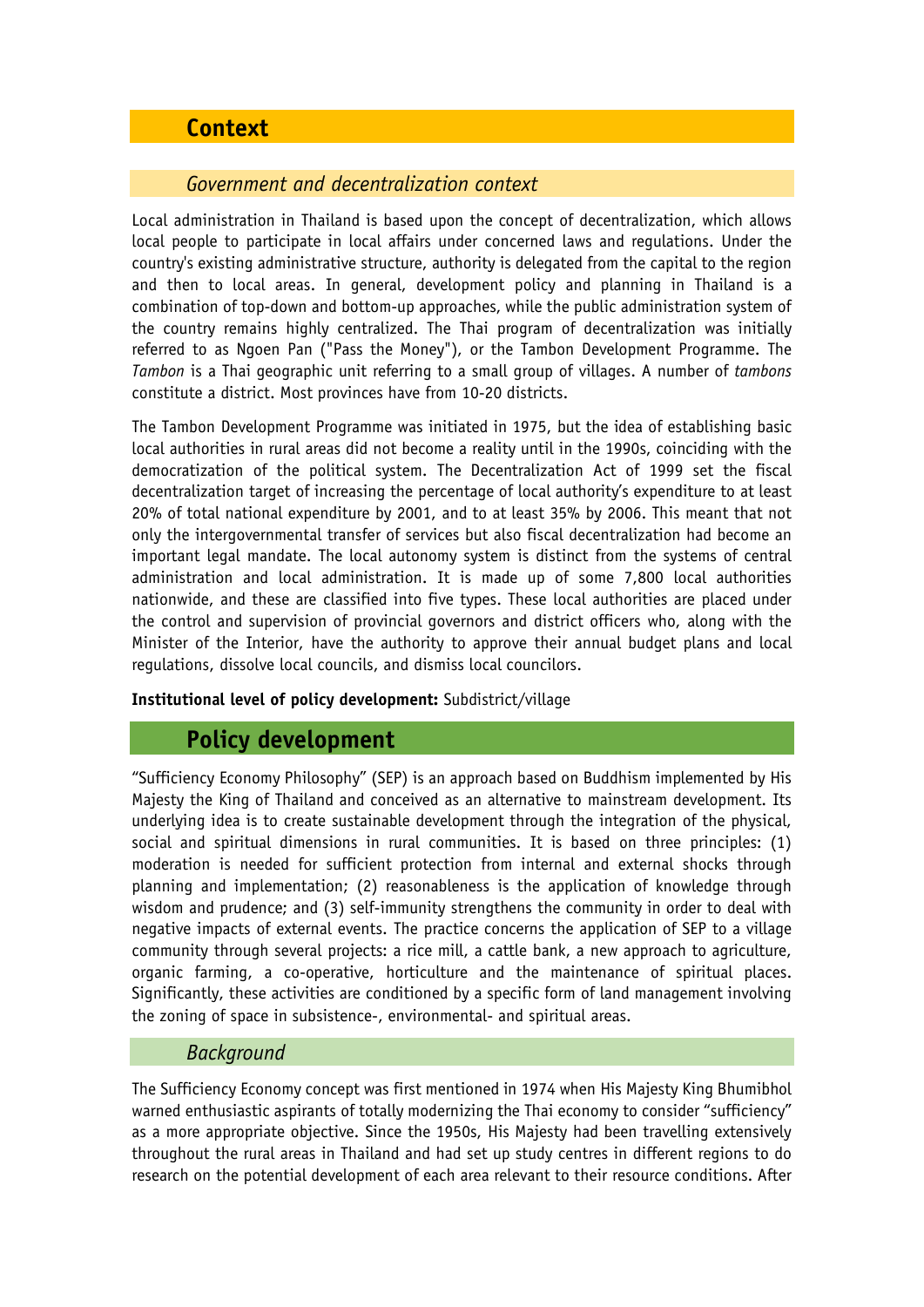## Context

### *Government and decentralization context*

Local administration in Thailand is based upon the concept of decentralization, which allows local people to participate in local affairs under concerned laws and regulations. Under the country's existing administrative structure, authority is delegated from the capital to the region and then to local areas. In general, development policy and planning in Thailand is a combination of top-down and bottom-up approaches, while the public administration system of the country remains highly centralized. The Thai program of decentralization was initially referred to as Ngoen Pan ("Pass the Money"), or the Tambon Development Programme. The *Tambon* is a Thai geographic unit referring to a small group of villages. A number of *tambons* constitute a district. Most provinces have from 10-20 districts.

The Tambon Development Programme was initiated in 1975, but the idea of establishing basic local authorities in rural areas did not become a reality until in the 1990s, coinciding with the democratization of the political system. The Decentralization Act of 1999 set the fiscal decentralization target of increasing the percentage of local authority's expenditure to at least 20% of total national expenditure by 2001, and to at least 35% by 2006. This meant that not only the intergovernmental transfer of services but also fiscal decentralization had become an important legal mandate. The local autonomy system is distinct from the systems of central administration and local administration. It is made up of some 7,800 local authorities nationwide, and these are classified into five types. These local authorities are placed under the control and supervision of provincial governors and district officers who, along with the Minister of the Interior, have the authority to approve their annual budget plans and local regulations, dissolve local councils, and dismiss local councilors.

**Institutional level of policy development:** Subdistrict/village

## Policy development

"Sufficiency Economy Philosophy" (SEP) is an approach based on Buddhism implemented by His Majesty the King of Thailand and conceived as an alternative to mainstream development. Its underlying idea is to create sustainable development through the integration of the physical, social and spiritual dimensions in rural communities. It is based on three principles: (1) moderation is needed for sufficient protection from internal and external shocks through planning and implementation; (2) reasonableness is the application of knowledge through wisdom and prudence; and (3) self-immunity strengthens the community in order to deal with negative impacts of external events. The practice concerns the application of SEP to a village community through several projects: a rice mill, a cattle bank, a new approach to agriculture, organic farming, a co-operative, horticulture and the maintenance of spiritual places. Significantly, these activities are conditioned by a specific form of land management involving the zoning of space in subsistence-, environmental- and spiritual areas.

### *Background*

The Sufficiency Economy concept was first mentioned in 1974 when His Majesty King Bhumibhol warned enthusiastic aspirants of totally modernizing the Thai economy to consider "sufficiency" as a more appropriate objective. Since the 1950s, His Majesty had been travelling extensively throughout the rural areas in Thailand and had set up study centres in different regions to do research on the potential development of each area relevant to their resource conditions. After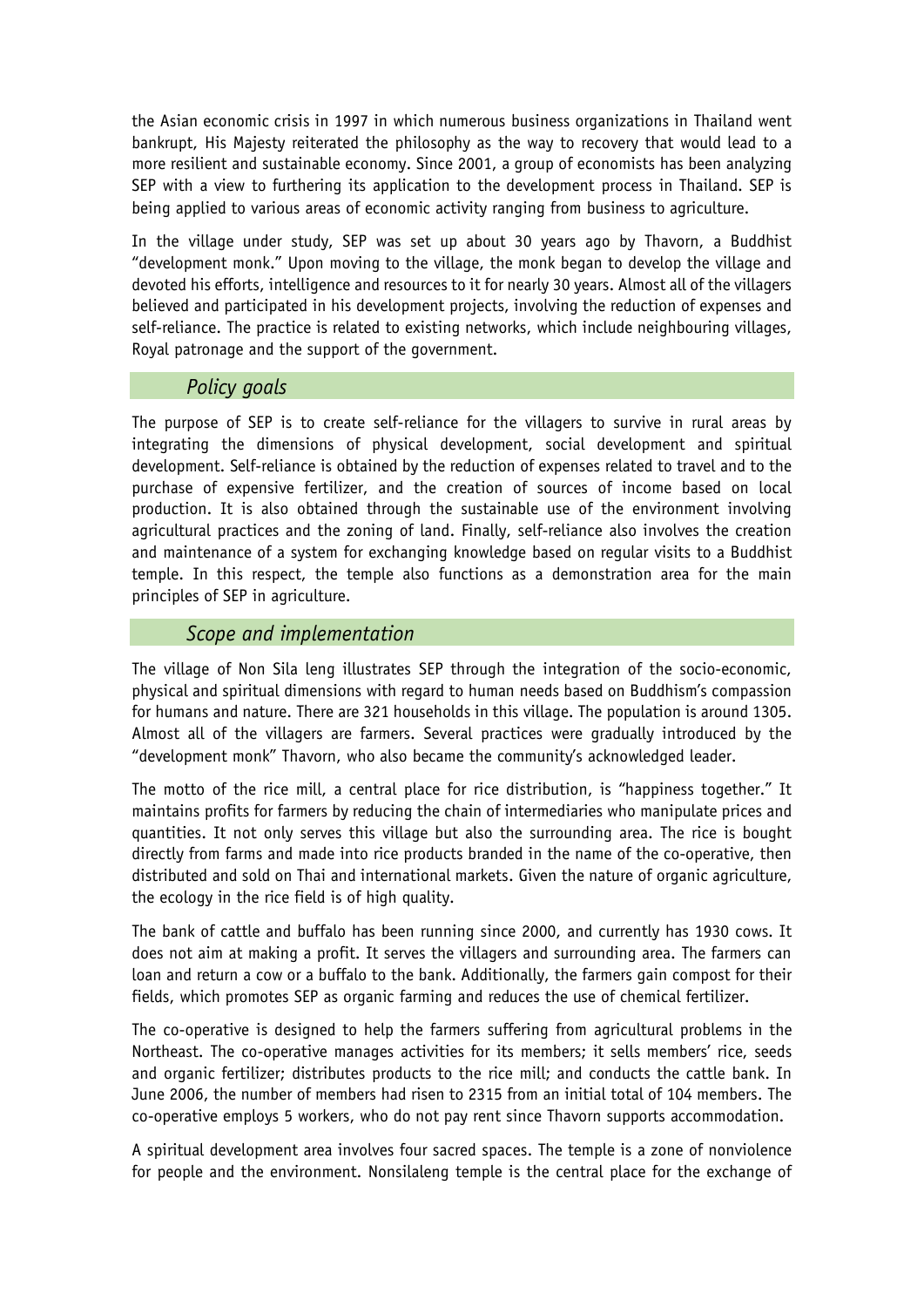the Asian economic crisis in 1997 in which numerous business organizations in Thailand went bankrupt, His Majesty reiterated the philosophy as the way to recovery that would lead to a more resilient and sustainable economy. Since 2001, a group of economists has been analyzing SEP with a view to furthering its application to the development process in Thailand. SEP is being applied to various areas of economic activity ranging from business to agriculture.

In the village under study, SEP was set up about 30 years ago by Thavorn, a Buddhist "development monk." Upon moving to the village, the monk began to develop the village and devoted his efforts, intelligence and resources to it for nearly 30 years. Almost all of the villagers believed and participated in his development projects, involving the reduction of expenses and self-reliance. The practice is related to existing networks, which include neighbouring villages, Royal patronage and the support of the government.

## *Policy goals*

The purpose of SEP is to create self-reliance for the villagers to survive in rural areas by integrating the dimensions of physical development, social development and spiritual development. Self-reliance is obtained by the reduction of expenses related to travel and to the purchase of expensive fertilizer, and the creation of sources of income based on local production. It is also obtained through the sustainable use of the environment involving agricultural practices and the zoning of land. Finally, self-reliance also involves the creation and maintenance of a system for exchanging knowledge based on regular visits to a Buddhist temple. In this respect, the temple also functions as a demonstration area for the main principles of SEP in agriculture.

## *Scope and implementation*

The village of Non Sila leng illustrates SEP through the integration of the socio-economic, physical and spiritual dimensions with regard to human needs based on Buddhism's compassion for humans and nature. There are 321 households in this village. The population is around 1305. Almost all of the villagers are farmers. Several practices were gradually introduced by the "development monk" Thavorn, who also became the community's acknowledged leader.

The motto of the rice mill, a central place for rice distribution, is "happiness together." It maintains profits for farmers by reducing the chain of intermediaries who manipulate prices and quantities. It not only serves this village but also the surrounding area. The rice is bought directly from farms and made into rice products branded in the name of the co-operative, then distributed and sold on Thai and international markets. Given the nature of organic agriculture, the ecology in the rice field is of high quality.

The bank of cattle and buffalo has been running since 2000, and currently has 1930 cows. It does not aim at making a profit. It serves the villagers and surrounding area. The farmers can loan and return a cow or a buffalo to the bank. Additionally, the farmers gain compost for their fields, which promotes SEP as organic farming and reduces the use of chemical fertilizer.

The co-operative is designed to help the farmers suffering from agricultural problems in the Northeast. The co-operative manages activities for its members; it sells members' rice, seeds and organic fertilizer; distributes products to the rice mill; and conducts the cattle bank. In June 2006, the number of members had risen to 2315 from an initial total of 104 members. The co-operative employs 5 workers, who do not pay rent since Thavorn supports accommodation.

A spiritual development area involves four sacred spaces. The temple is a zone of nonviolence for people and the environment. Nonsilaleng temple is the central place for the exchange of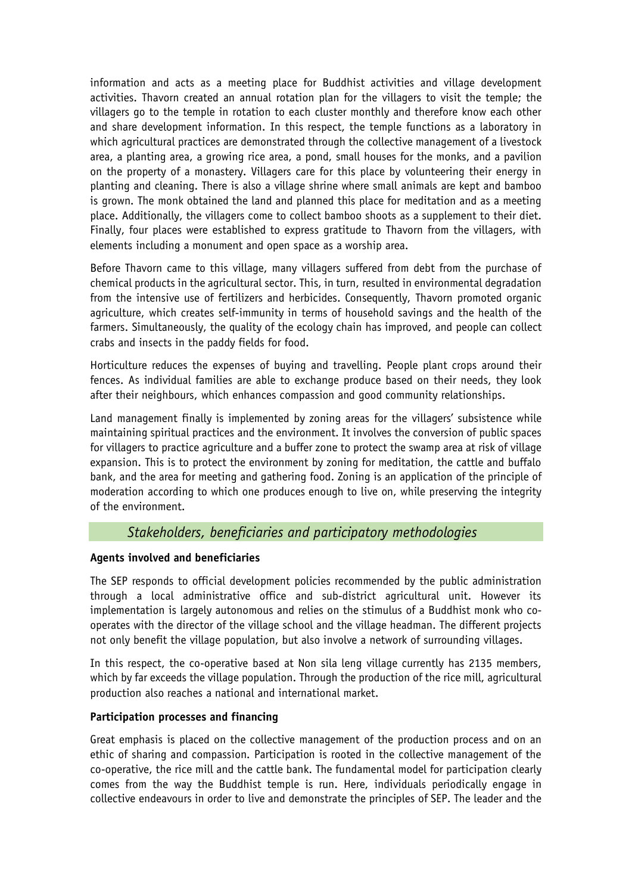information and acts as a meeting place for Buddhist activities and village development activities. Thavorn created an annual rotation plan for the villagers to visit the temple; the villagers go to the temple in rotation to each cluster monthly and therefore know each other and share development information. In this respect, the temple functions as a laboratory in which agricultural practices are demonstrated through the collective management of a livestock area, a planting area, a growing rice area, a pond, small houses for the monks, and a pavilion on the property of a monastery. Villagers care for this place by volunteering their energy in planting and cleaning. There is also a village shrine where small animals are kept and bamboo is grown. The monk obtained the land and planned this place for meditation and as a meeting place. Additionally, the villagers come to collect bamboo shoots as a supplement to their diet. Finally, four places were established to express gratitude to Thavorn from the villagers, with elements including a monument and open space as a worship area.

Before Thavorn came to this village, many villagers suffered from debt from the purchase of chemical products in the agricultural sector. This, in turn, resulted in environmental degradation from the intensive use of fertilizers and herbicides. Consequently, Thavorn promoted organic agriculture, which creates self-immunity in terms of household savings and the health of the farmers. Simultaneously, the quality of the ecology chain has improved, and people can collect crabs and insects in the paddy fields for food.

Horticulture reduces the expenses of buying and travelling. People plant crops around their fences. As individual families are able to exchange produce based on their needs, they look after their neighbours, which enhances compassion and good community relationships.

Land management finally is implemented by zoning areas for the villagers' subsistence while maintaining spiritual practices and the environment. It involves the conversion of public spaces for villagers to practice agriculture and a buffer zone to protect the swamp area at risk of village expansion. This is to protect the environment by zoning for meditation, the cattle and buffalo bank, and the area for meeting and gathering food. Zoning is an application of the principle of moderation according to which one produces enough to live on, while preserving the integrity of the environment.

## *Stakeholders, beneficiaries and participatory methodologies*

**Agents involved and beneficiaries**

The SEP responds to official development policies recommended by the public administration through a local administrative office and sub-district agricultural unit. However its implementation is largely autonomous and relies on the stimulus of a Buddhist monk who co-operates with the director of the village school and the village headman. The different projects not only benefit the village population, but also involve a network of surrounding villages.

In this respect, the co-operative based at Non sila leng village currently has 2135 members, which by far exceeds the village population. Through the production of the rice mill, agricultural production also reaches a national and international market.

**Participation processes and financing**

Great emphasis is placed on the collective management of the production process and on an ethic of sharing and compassion. Participation is rooted in the collective management of the co-operative, the rice mill and the cattle bank. The fundamental model for participation clearly comes from the way the Buddhist temple is run. Here, individuals periodically engage in collective endeavours in order to live and demonstrate the principles of SEP. The leader and the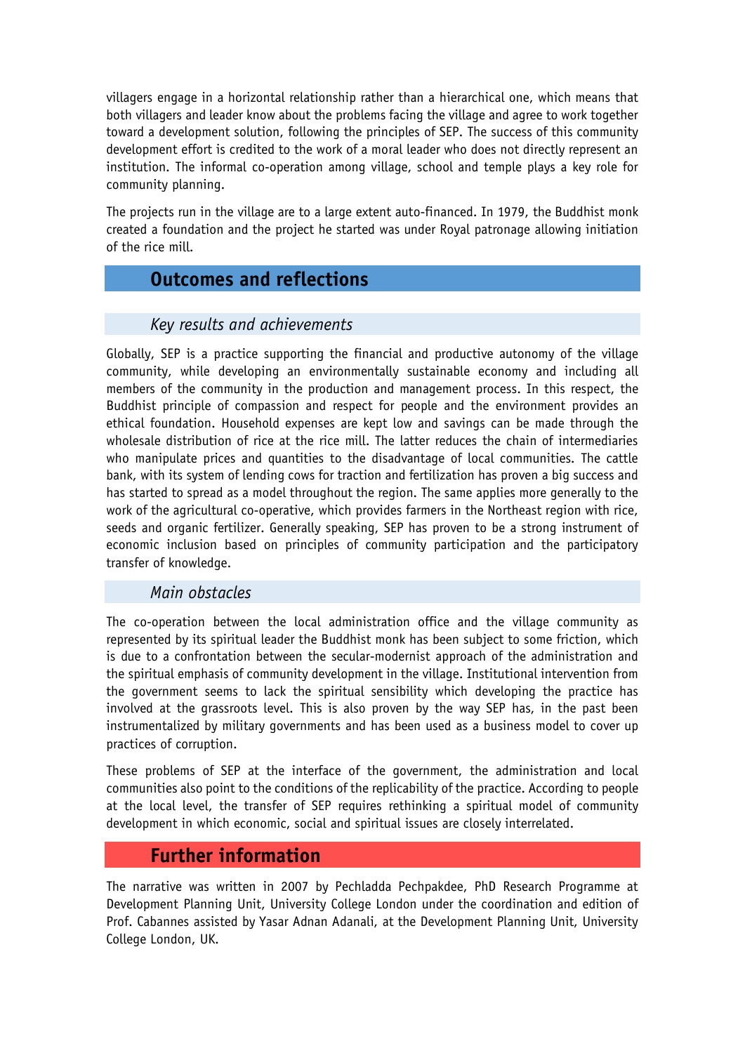villagers engage in a horizontal relationship rather than a hierarchical one, which means that both villagers and leader know about the problems facing the village and agree to work together toward a development solution, following the principles of SEP. The success of this community development effort is credited to the work of a moral leader who does not directly represent an institution. The informal co-operation among village, school and temple plays a key role for community planning.

The projects run in the village are to a large extent auto-financed. In 1979, the Buddhist monk created a foundation and the project he started was under Royal patronage allowing initiation of the rice mill.

## Outcomes and reflections

### *Key results and achievements*

Globally, SEP is a practice supporting the financial and productive autonomy of the village community, while developing an environmentally sustainable economy and including all members of the community in the production and management process. In this respect, the Buddhist principle of compassion and respect for people and the environment provides an ethical foundation. Household expenses are kept low and savings can be made through the wholesale distribution of rice at the rice mill. The latter reduces the chain of intermediaries who manipulate prices and quantities to the disadvantage of local communities. The cattle bank, with its system of lending cows for traction and fertilization has proven a big success and has started to spread as a model throughout the region. The same applies more generally to the work of the agricultural co-operative, which provides farmers in the Northeast region with rice, seeds and organic fertilizer. Generally speaking, SEP has proven to be a strong instrument of economic inclusion based on principles of community participation and the participatory transfer of knowledge.

### *Main obstacles*

The co-operation between the local administration office and the village community as represented by its spiritual leader the Buddhist monk has been subject to some friction, which is due to a confrontation between the secular-modernist approach of the administration and the spiritual emphasis of community development in the village. Institutional intervention from the government seems to lack the spiritual sensibility which developing the practice has involved at the grassroots level. This is also proven by the way SEP has, in the past been instrumentalized by military governments and has been used as a business model to cover up practices of corruption.

These problems of SEP at the interface of the government, the administration and local communities also point to the conditions of the replicability of the practice. According to people at the local level, the transfer of SEP requires rethinking a spiritual model of community development in which economic, social and spiritual issues are closely interrelated.

## Further information

The narrative was written in 2007 by Pechladda Pechpakdee, PhD Research Programme at Development Planning Unit, University College London under the coordination and edition of Prof. Cabannes assisted by Yasar Adnan Adanali, at the Development Planning Unit, University College London, UK.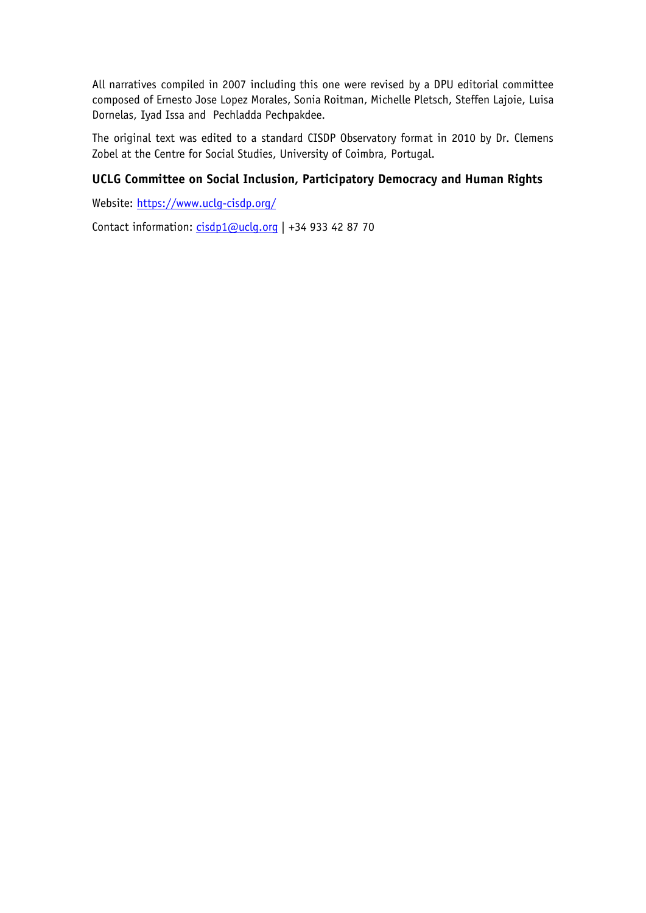All narratives compiled in 2007 including this one were revised by a DPU editorial committee composed of Ernesto Jose Lopez Morales, Sonia Roitman, Michelle Pletsch, Steffen Lajoie, Luisa Dornelas, Iyad Issa and Pechladda Pechpakdee.

The original text was edited to a standard CISDP Observatory format in 2010 by Dr. Clemens Zobel at the Centre for Social Studies, University of Coimbra, Portugal.

### UCLG Committee on Social Inclusion, Participatory Democracy and Human Rights

Website: [https://www.uclg-cisdp.org/](https://www.uclg-cisdp.org/)

Contact information: [cisdp1@uclg.org](mailto:cisdp1@uclg.org) | +34 933 42 87 70